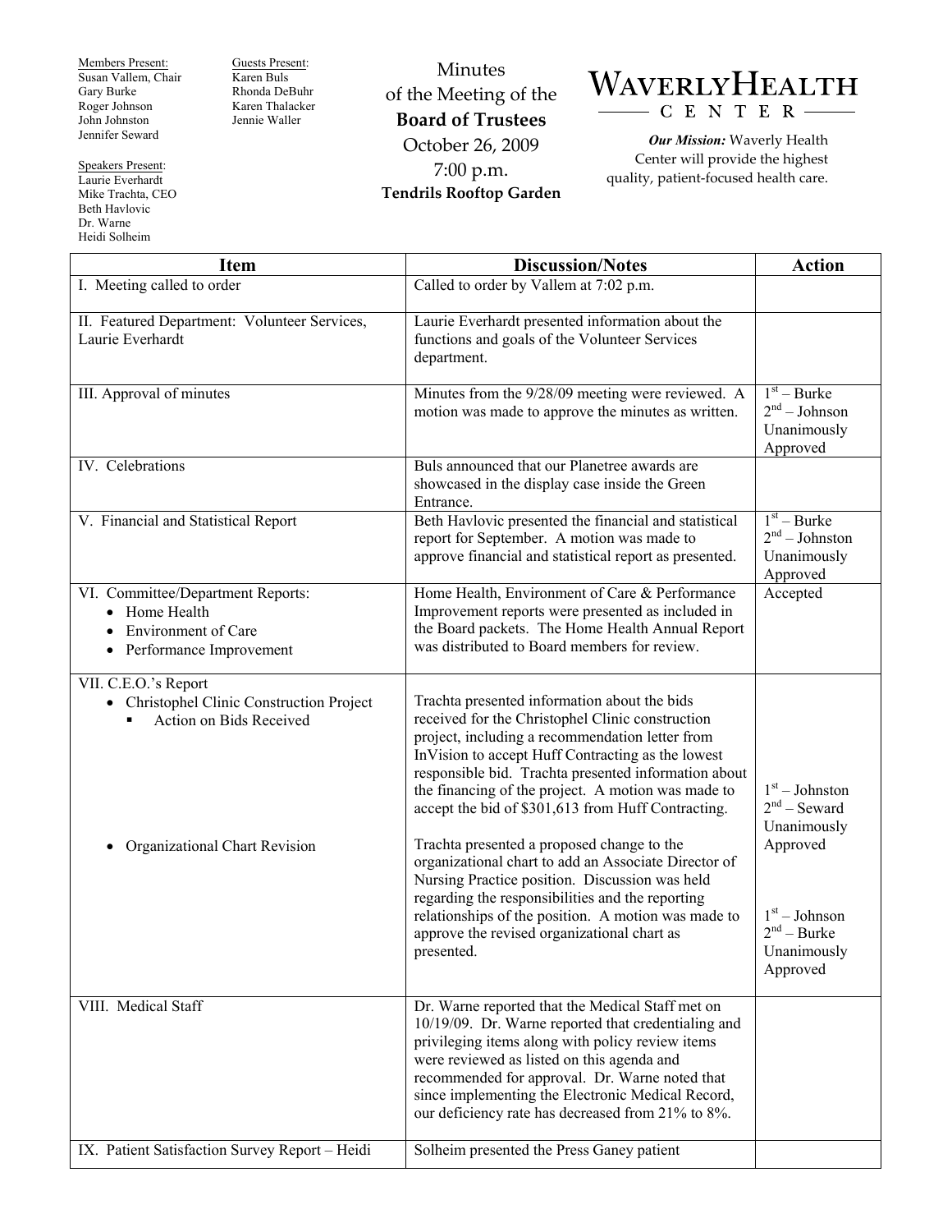Members Present:
Susan Vallem, Chair
Gary Burke
Roger Johnson
John Johnston
Jennifer Seward

Guests Present:
Karen Buls
Rhonda DeBuhr
Karen Thalacker
Jennie Waller

Speakers Present:
Laurie Everhardt
Mike Trachta, CEO
Beth Havlovic
Dr. Warne
Heidi Solheim

# Minutes of the Meeting of the **Board of Trustees**

October 26, 2009
7:00 p.m.
**Tendrils Rooftop Garden**

**WAVERLY HEALTH CENTER**

***Our Mission:*** Waverly Health Center will provide the highest quality, patient-focused health care.

| Item | Discussion/Notes | Action |
|---|---|---|
| I. Meeting called to order | Called to order by Vallem at 7:02 p.m. | |
| II. Featured Department: Volunteer Services, Laurie Everhardt | Laurie Everhardt presented information about the functions and goals of the Volunteer Services department. | |
| III. Approval of minutes | Minutes from the 9/28/09 meeting were reviewed. A motion was made to approve the minutes as written. | 1st – Burke<br>2nd – Johnson<br>Unanimously Approved |
| IV. Celebrations | Buls announced that our Planetree awards are showcased in the display case inside the Green Entrance. | |
| V. Financial and Statistical Report | Beth Havlovic presented the financial and statistical report for September. A motion was made to approve financial and statistical report as presented. | 1st – Burke<br>2nd – Johnston<br>Unanimously Approved |
| VI. Committee/Department Reports:<br>• Home Health<br>• Environment of Care<br>• Performance Improvement | Home Health, Environment of Care & Performance Improvement reports were presented as included in the Board packets. The Home Health Annual Report was distributed to Board members for review. | Accepted |
| VII. C.E.O.'s Report<br>• Christophel Clinic Construction Project<br>▪ Action on Bids Received | Trachta presented information about the bids received for the Christophel Clinic construction project, including a recommendation letter from InVision to accept Huff Contracting as the lowest responsible bid. Trachta presented information about the financing of the project. A motion was made to accept the bid of $301,613 from Huff Contracting. | 1st – Johnston<br>2nd – Seward<br>Unanimously Approved |
| • Organizational Chart Revision | Trachta presented a proposed change to the organizational chart to add an Associate Director of Nursing Practice position. Discussion was held regarding the responsibilities and the reporting relationships of the position. A motion was made to approve the revised organizational chart as presented. | 1st – Johnson<br>2nd – Burke<br>Unanimously Approved |
| VIII. Medical Staff | Dr. Warne reported that the Medical Staff met on 10/19/09. Dr. Warne reported that credentialing and privileging items along with policy review items were reviewed as listed on this agenda and recommended for approval. Dr. Warne noted that since implementing the Electronic Medical Record, our deficiency rate has decreased from 21% to 8%. | |
| IX. Patient Satisfaction Survey Report – Heidi | Solheim presented the Press Ganey patient | |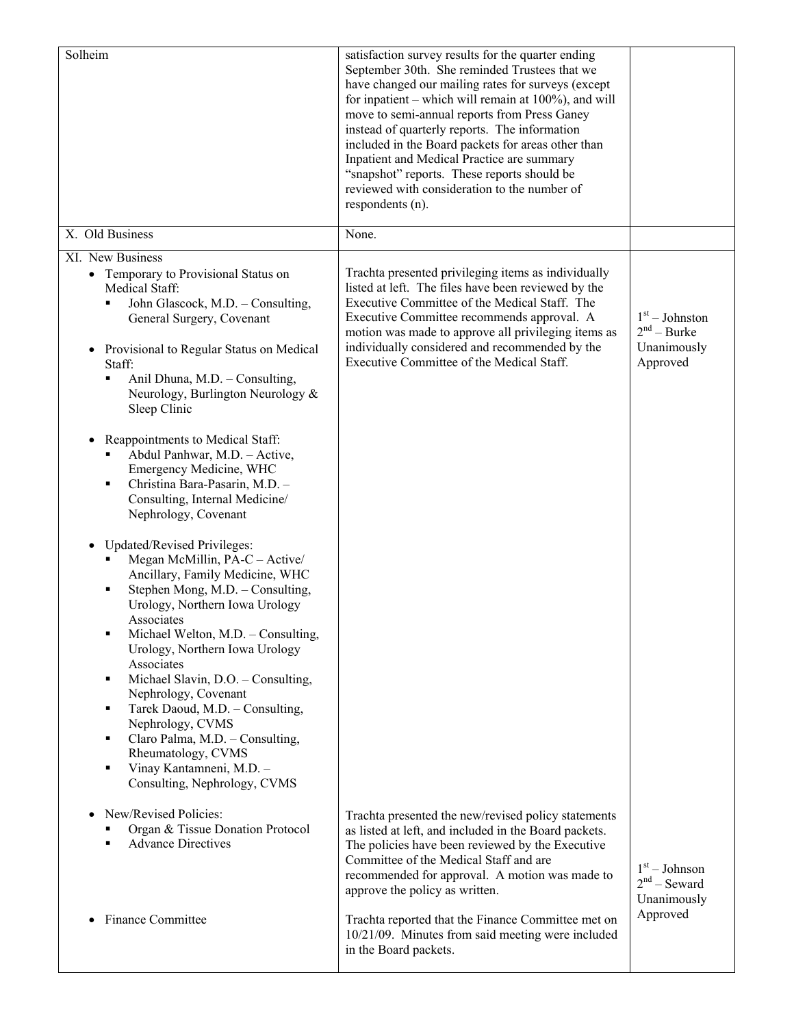| | | |
|---|---|---|
| Solheim | satisfaction survey results for the quarter ending September 30th. She reminded Trustees that we have changed our mailing rates for surveys (except for inpatient – which will remain at 100%), and will move to semi-annual reports from Press Ganey instead of quarterly reports. The information included in the Board packets for areas other than Inpatient and Medical Practice are summary "snapshot" reports. These reports should be reviewed with consideration to the number of respondents (n). | |
| X. Old Business | None. | |
| XI. New Business<br>• Temporary to Provisional Status on Medical Staff:<br>▪ John Glascock, M.D. – Consulting, General Surgery, Covenant<br><br>• Provisional to Regular Status on Medical Staff:<br>▪ Anil Dhuna, M.D. – Consulting, Neurology, Burlington Neurology & Sleep Clinic<br><br>• Reappointments to Medical Staff:<br>▪ Abdul Panhwar, M.D. – Active, Emergency Medicine, WHC<br>▪ Christina Bara-Pasarin, M.D. – Consulting, Internal Medicine/ Nephrology, Covenant<br><br>• Updated/Revised Privileges:<br>▪ Megan McMillin, PA-C – Active/ Ancillary, Family Medicine, WHC<br>▪ Stephen Mong, M.D. – Consulting, Urology, Northern Iowa Urology Associates<br>▪ Michael Welton, M.D. – Consulting, Urology, Northern Iowa Urology Associates<br>▪ Michael Slavin, D.O. – Consulting, Nephrology, Covenant<br>▪ Tarek Daoud, M.D. – Consulting, Nephrology, CVMS<br>▪ Claro Palma, M.D. – Consulting, Rheumatology, CVMS<br>▪ Vinay Kantamneni, M.D. – Consulting, Nephrology, CVMS | Trachta presented privileging items as individually listed at left. The files have been reviewed by the Executive Committee of the Medical Staff. The Executive Committee recommends approval. A motion was made to approve all privileging items as individually considered and recommended by the Executive Committee of the Medical Staff. | 1st – Johnston<br>2nd – Burke<br>Unanimously Approved |
| • New/Revised Policies:<br>▪ Organ & Tissue Donation Protocol<br>▪ Advance Directives | Trachta presented the new/revised policy statements as listed at left, and included in the Board packets. The policies have been reviewed by the Executive Committee of the Medical Staff and are recommended for approval. A motion was made to approve the policy as written. | 1st – Johnson<br>2nd – Seward<br>Unanimously Approved |
| • Finance Committee | Trachta reported that the Finance Committee met on 10/21/09. Minutes from said meeting were included in the Board packets. | |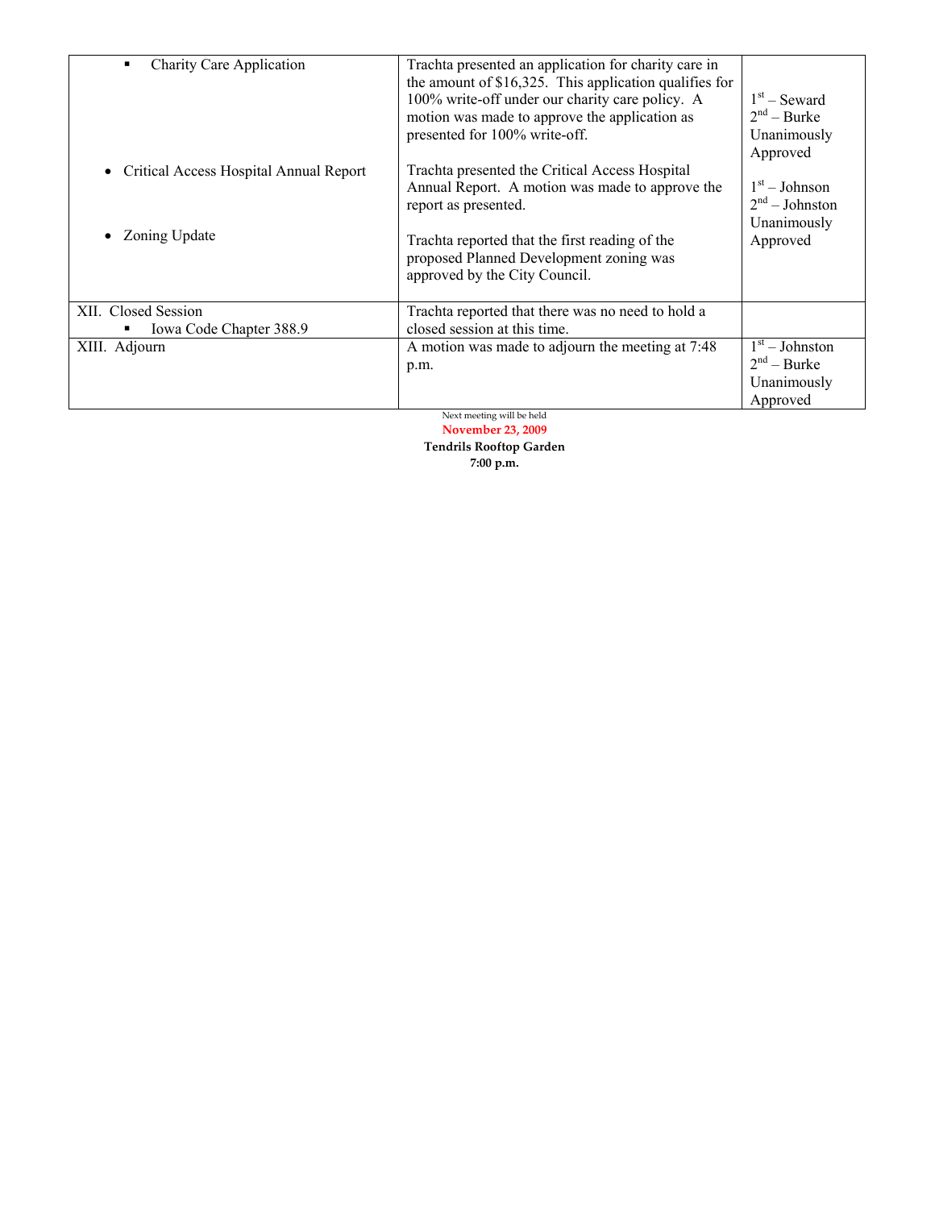| | | |
|---|---|---|
| ▪ Charity Care Application | Trachta presented an application for charity care in the amount of $16,325. This application qualifies for 100% write-off under our charity care policy. A motion was made to approve the application as presented for 100% write-off. | 1st – Seward<br>2nd – Burke<br>Unanimously Approved |
| • Critical Access Hospital Annual Report | Trachta presented the Critical Access Hospital Annual Report. A motion was made to approve the report as presented. | 1st – Johnson<br>2nd – Johnston<br>Unanimously Approved |
| • Zoning Update | Trachta reported that the first reading of the proposed Planned Development zoning was approved by the City Council. | |
| XII. Closed Session<br>▪ Iowa Code Chapter 388.9 | Trachta reported that there was no need to hold a closed session at this time. | |
| XIII. Adjourn | A motion was made to adjourn the meeting at 7:48 p.m. | 1st – Johnston<br>2nd – Burke<br>Unanimously Approved |

Next meeting will be held

**November 23, 2009**

**Tendrils Rooftop Garden**

**7:00 p.m.**